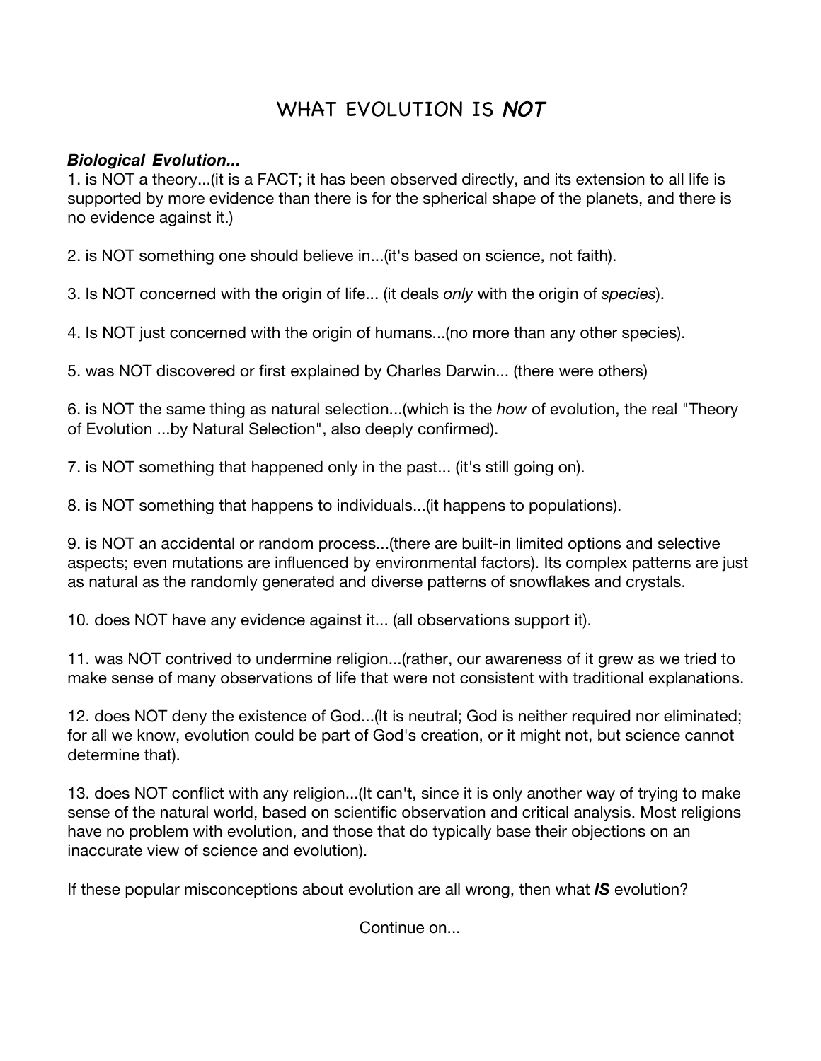# WHAT EVOLUTION IS *NOT*

***Biological Evolution...***

1. is NOT a theory...(it is a FACT; it has been observed directly, and its extension to all life is supported by more evidence than there is for the spherical shape of the planets, and there is no evidence against it.)

2. is NOT something one should believe in...(it's based on science, not faith).

3. Is NOT concerned with the origin of life... (it deals *only* with the origin of *species*).

4. Is NOT just concerned with the origin of humans...(no more than any other species).

5. was NOT discovered or first explained by Charles Darwin... (there were others)

6. is NOT the same thing as natural selection...(which is the *how* of evolution, the real "Theory of Evolution ...by Natural Selection", also deeply confirmed).

7. is NOT something that happened only in the past... (it's still going on).

8. is NOT something that happens to individuals...(it happens to populations).

9. is NOT an accidental or random process...(there are built-in limited options and selective aspects; even mutations are influenced by environmental factors). Its complex patterns are just as natural as the randomly generated and diverse patterns of snowflakes and crystals.

10. does NOT have any evidence against it... (all observations support it).

11. was NOT contrived to undermine religion...(rather, our awareness of it grew as we tried to make sense of many observations of life that were not consistent with traditional explanations.

12. does NOT deny the existence of God...(It is neutral; God is neither required nor eliminated; for all we know, evolution could be part of God's creation, or it might not, but science cannot determine that).

13. does NOT conflict with any religion...(It can't, since it is only another way of trying to make sense of the natural world, based on scientific observation and critical analysis. Most religions have no problem with evolution, and those that do typically base their objections on an inaccurate view of science and evolution).

If these popular misconceptions about evolution are all wrong, then what ***IS*** evolution?

Continue on...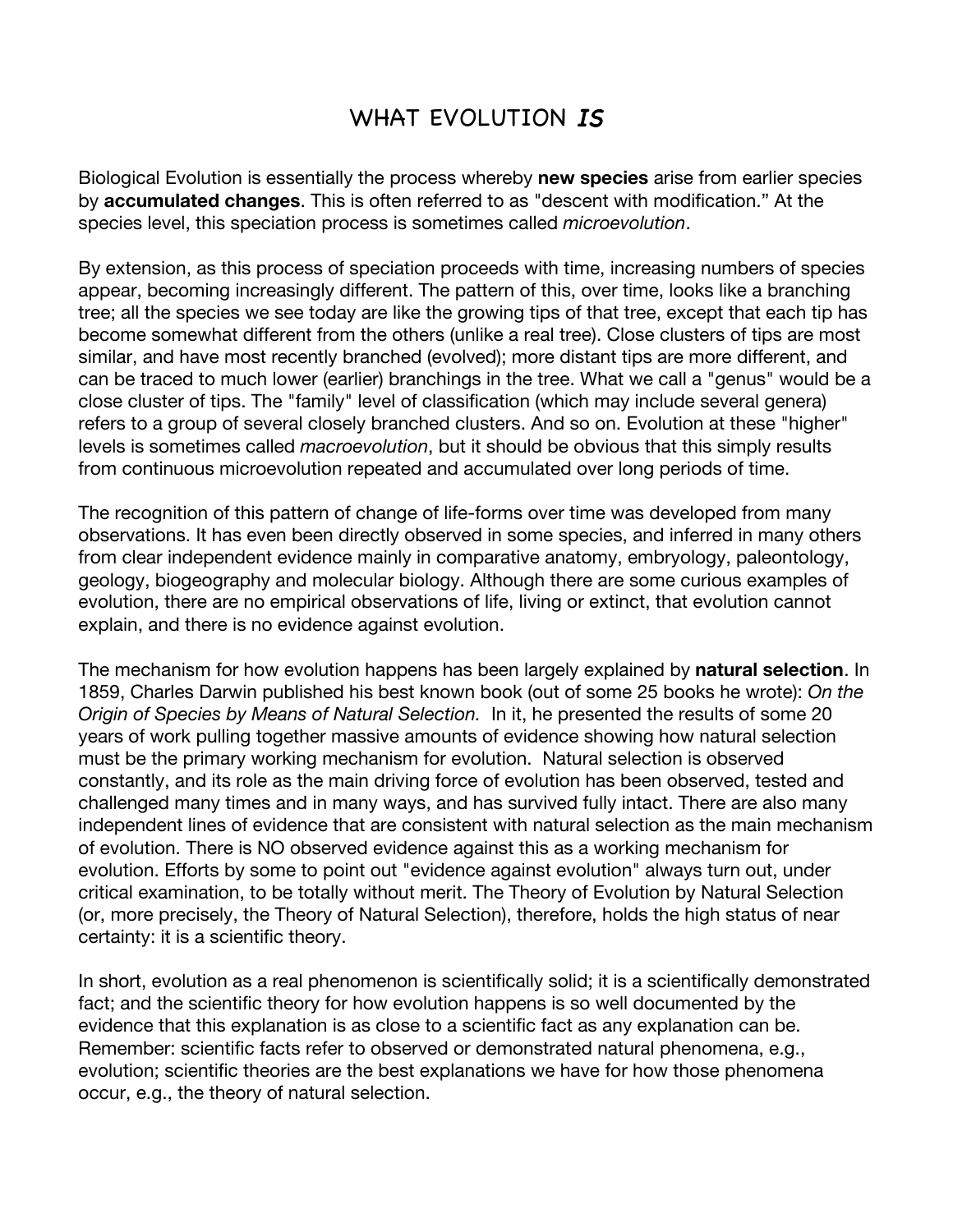# WHAT EVOLUTION *IS*

Biological Evolution is essentially the process whereby **new species** arise from earlier species by **accumulated changes**. This is often referred to as "descent with modification." At the species level, this speciation process is sometimes called *microevolution*.

By extension, as this process of speciation proceeds with time, increasing numbers of species appear, becoming increasingly different. The pattern of this, over time, looks like a branching tree; all the species we see today are like the growing tips of that tree, except that each tip has become somewhat different from the others (unlike a real tree). Close clusters of tips are most similar, and have most recently branched (evolved); more distant tips are more different, and can be traced to much lower (earlier) branchings in the tree. What we call a "genus" would be a close cluster of tips. The "family" level of classification (which may include several genera) refers to a group of several closely branched clusters. And so on. Evolution at these "higher" levels is sometimes called *macroevolution*, but it should be obvious that this simply results from continuous microevolution repeated and accumulated over long periods of time.

The recognition of this pattern of change of life-forms over time was developed from many observations. It has even been directly observed in some species, and inferred in many others from clear independent evidence mainly in comparative anatomy, embryology, paleontology, geology, biogeography and molecular biology. Although there are some curious examples of evolution, there are no empirical observations of life, living or extinct, that evolution cannot explain, and there is no evidence against evolution.

The mechanism for how evolution happens has been largely explained by **natural selection**. In 1859, Charles Darwin published his best known book (out of some 25 books he wrote): *On the Origin of Species by Means of Natural Selection.* In it, he presented the results of some 20 years of work pulling together massive amounts of evidence showing how natural selection must be the primary working mechanism for evolution. Natural selection is observed constantly, and its role as the main driving force of evolution has been observed, tested and challenged many times and in many ways, and has survived fully intact. There are also many independent lines of evidence that are consistent with natural selection as the main mechanism of evolution. There is NO observed evidence against this as a working mechanism for evolution. Efforts by some to point out "evidence against evolution" always turn out, under critical examination, to be totally without merit. The Theory of Evolution by Natural Selection (or, more precisely, the Theory of Natural Selection), therefore, holds the high status of near certainty: it is a scientific theory.

In short, evolution as a real phenomenon is scientifically solid; it is a scientifically demonstrated fact; and the scientific theory for how evolution happens is so well documented by the evidence that this explanation is as close to a scientific fact as any explanation can be. Remember: scientific facts refer to observed or demonstrated natural phenomena, e.g., evolution; scientific theories are the best explanations we have for how those phenomena occur, e.g., the theory of natural selection.